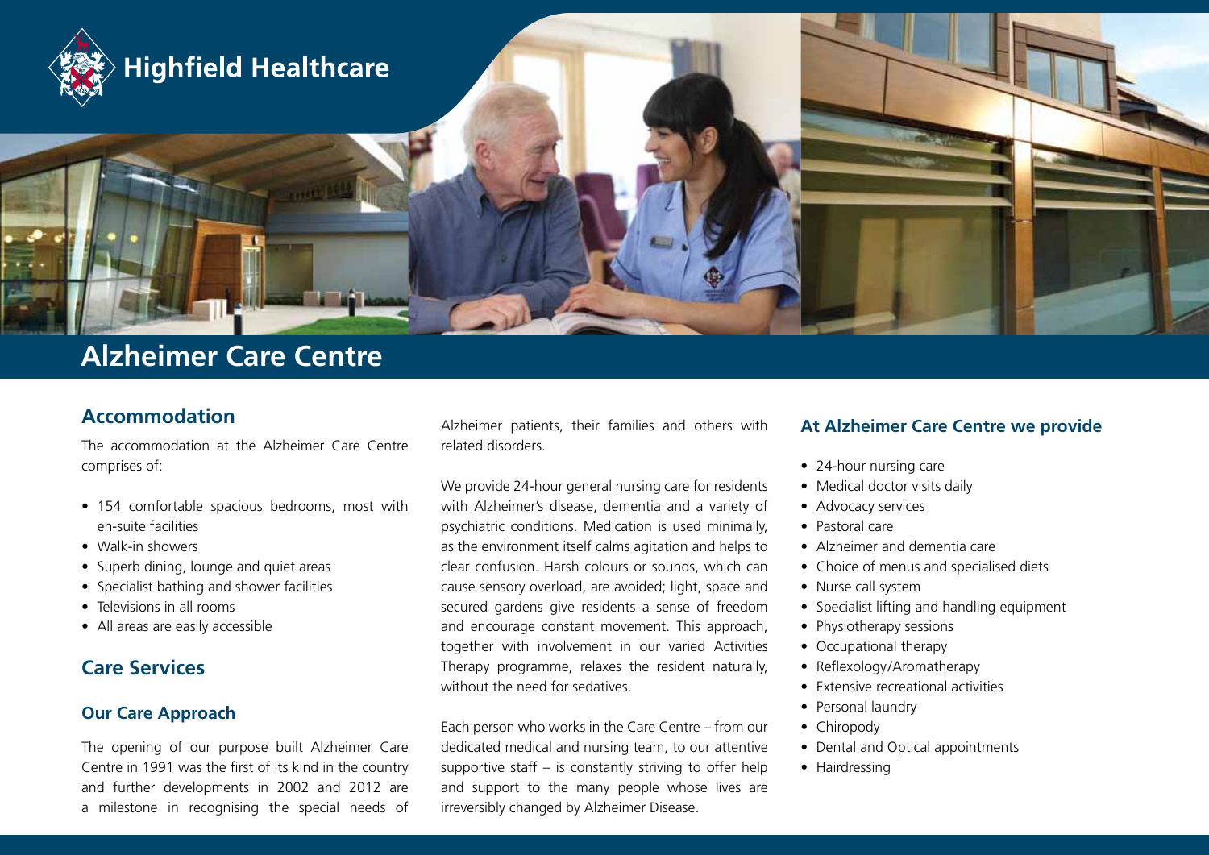Highfield Healthcare

# Alzheimer Care Centre

## Accommodation

The accommodation at the Alzheimer Care Centre comprises of:

- 154 comfortable spacious bedrooms, most with en-suite facilities
- Walk-in showers
- Superb dining, lounge and quiet areas
- Specialist bathing and shower facilities
- Televisions in all rooms
- All areas are easily accessible

## Care Services

### Our Care Approach

The opening of our purpose built Alzheimer Care Centre in 1991 was the first of its kind in the country and further developments in 2002 and 2012 are a milestone in recognising the special needs of Alzheimer patients, their families and others with related disorders.

We provide 24-hour general nursing care for residents with Alzheimer's disease, dementia and a variety of psychiatric conditions. Medication is used minimally, as the environment itself calms agitation and helps to clear confusion. Harsh colours or sounds, which can cause sensory overload, are avoided; light, space and secured gardens give residents a sense of freedom and encourage constant movement. This approach, together with involvement in our varied Activities Therapy programme, relaxes the resident naturally, without the need for sedatives.

Each person who works in the Care Centre – from our dedicated medical and nursing team, to our attentive supportive staff – is constantly striving to offer help and support to the many people whose lives are irreversibly changed by Alzheimer Disease.

### At Alzheimer Care Centre we provide

- 24-hour nursing care
- Medical doctor visits daily
- Advocacy services
- Pastoral care
- Alzheimer and dementia care
- Choice of menus and specialised diets
- Nurse call system
- Specialist lifting and handling equipment
- Physiotherapy sessions
- Occupational therapy
- Reflexology/Aromatherapy
- Extensive recreational activities
- Personal laundry
- Chiropody
- Dental and Optical appointments
- Hairdressing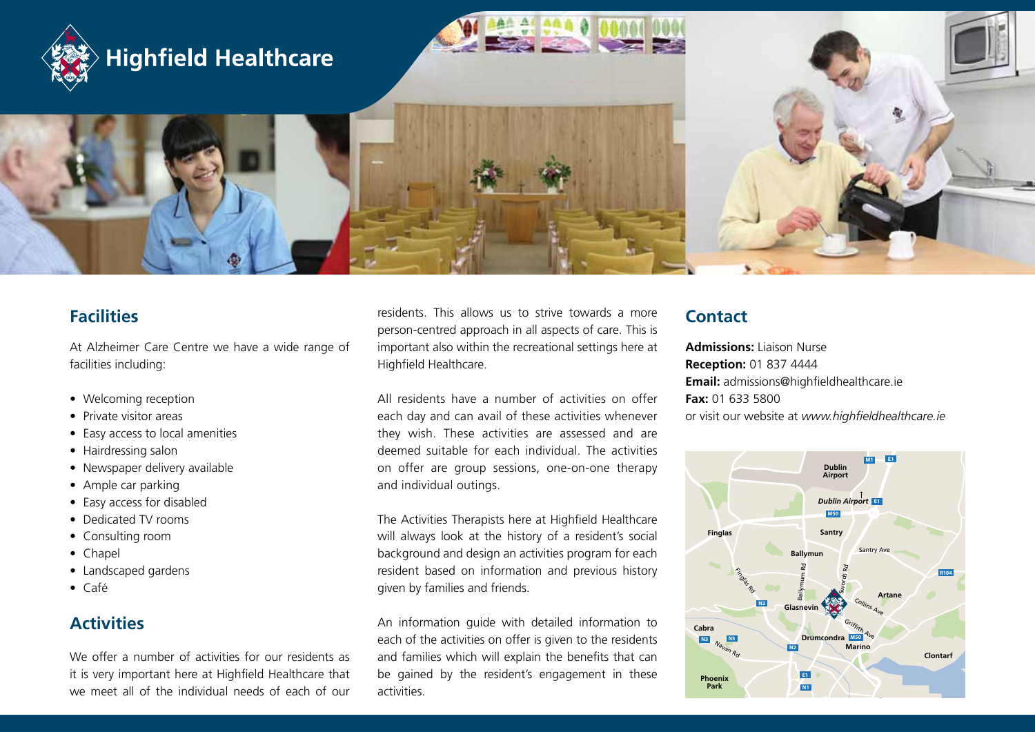# Highfield Healthcare

## Facilities

At Alzheimer Care Centre we have a wide range of facilities including:

- Welcoming reception
- Private visitor areas
- Easy access to local amenities
- Hairdressing salon
- Newspaper delivery available
- Ample car parking
- Easy access for disabled
- Dedicated TV rooms
- Consulting room
- Chapel
- Landscaped gardens
- Café

## Activities

We offer a number of activities for our residents as it is very important here at Highfield Healthcare that we meet all of the individual needs of each of our residents. This allows us to strive towards a more person-centred approach in all aspects of care. This is important also within the recreational settings here at Highfield Healthcare.

All residents have a number of activities on offer each day and can avail of these activities whenever they wish. These activities are assessed and are deemed suitable for each individual. The activities on offer are group sessions, one-on-one therapy and individual outings.

The Activities Therapists here at Highfield Healthcare will always look at the history of a resident's social background and design an activities program for each resident based on information and previous history given by families and friends.

An information guide with detailed information to each of the activities on offer is given to the residents and families which will explain the benefits that can be gained by the resident's engagement in these activities.

## Contact

**Admissions:** Liaison Nurse
**Reception:** 01 837 4444
**Email:** admissions@highfieldhealthcare.ie
**Fax:** 01 633 5800
or visit our website at *www.highfieldhealthcare.ie*

M1
E1
Dublin Airport
*Dublin Airport* E1
M50
Finglas
Santry
Santry Ave
Ballymun
R104
Finglas Rd
Ballymun Rd
Swords Rd
Artane
Collins Ave
N2
Glasnevin
Griffith Ave
Cabra
N3
N3
Navan Rd
Drumcondra
M50
N2
Marino
Clontarf
E1
Phoenix Park
N1